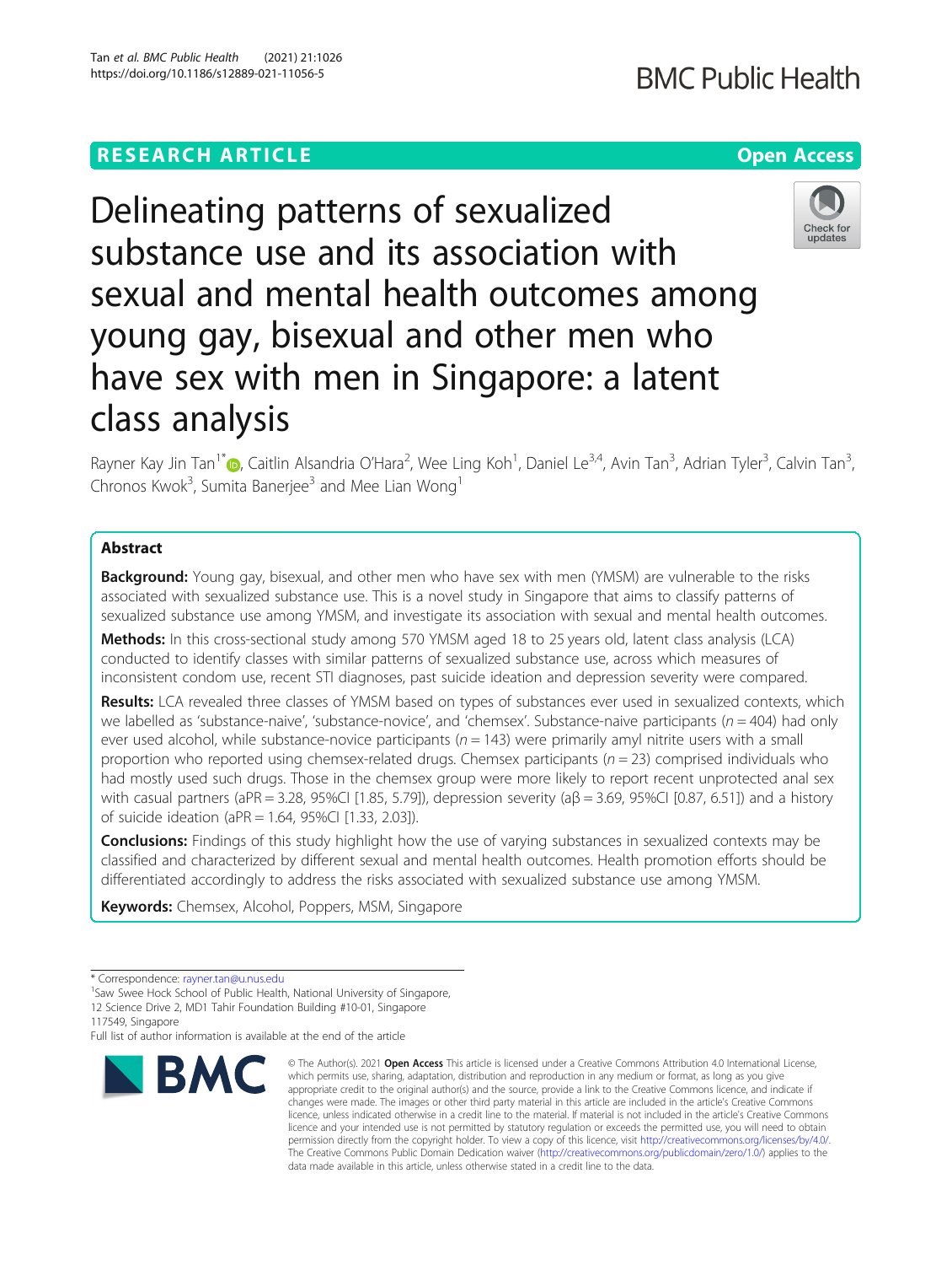RESEARCH ARTICLE

Open Access

# Delineating patterns of sexualized substance use and its association with sexual and mental health outcomes among young gay, bisexual and other men who have sex with men in Singapore: a latent class analysis

Rayner Kay Jin Tan[1*], Caitlin Alsandria O'Hara[2], Wee Ling Koh[1], Daniel Le[3,4], Avin Tan[3], Adrian Tyler[3], Calvin Tan[3], Chronos Kwok[3], Sumita Banerjee[3] and Mee Lian Wong[1]

## Abstract

**Background:** Young gay, bisexual, and other men who have sex with men (YMSM) are vulnerable to the risks associated with sexualized substance use. This is a novel study in Singapore that aims to classify patterns of sexualized substance use among YMSM, and investigate its association with sexual and mental health outcomes.

**Methods:** In this cross-sectional study among 570 YMSM aged 18 to 25 years old, latent class analysis (LCA) conducted to identify classes with similar patterns of sexualized substance use, across which measures of inconsistent condom use, recent STI diagnoses, past suicide ideation and depression severity were compared.

**Results:** LCA revealed three classes of YMSM based on types of substances ever used in sexualized contexts, which we labelled as 'substance-naive', 'substance-novice', and 'chemsex'. Substance-naive participants ($n = 404$) had only ever used alcohol, while substance-novice participants ($n = 143$) were primarily amyl nitrite users with a small proportion who reported using chemsex-related drugs. Chemsex participants ($n = 23$) comprised individuals who had mostly used such drugs. Those in the chemsex group were more likely to report recent unprotected anal sex with casual partners (aPR = 3.28, 95%CI [1.85, 5.79]), depression severity (aβ = 3.69, 95%CI [0.87, 6.51]) and a history of suicide ideation (aPR = 1.64, 95%CI [1.33, 2.03]).

**Conclusions:** Findings of this study highlight how the use of varying substances in sexualized contexts may be classified and characterized by different sexual and mental health outcomes. Health promotion efforts should be differentiated accordingly to address the risks associated with sexualized substance use among YMSM.

**Keywords:** Chemsex, Alcohol, Poppers, MSM, Singapore

---

* Correspondence: rayner.tan@u.nus.edu
[1]Saw Swee Hock School of Public Health, National University of Singapore, 12 Science Drive 2, MD1 Tahir Foundation Building #10-01, Singapore 117549, Singapore
Full list of author information is available at the end of the article

© The Author(s). 2021 **Open Access** This article is licensed under a Creative Commons Attribution 4.0 International License, which permits use, sharing, adaptation, distribution and reproduction in any medium or format, as long as you give appropriate credit to the original author(s) and the source, provide a link to the Creative Commons licence, and indicate if changes were made. The images or other third party material in this article are included in the article's Creative Commons licence, unless indicated otherwise in a credit line to the material. If material is not included in the article's Creative Commons licence and your intended use is not permitted by statutory regulation or exceeds the permitted use, you will need to obtain permission directly from the copyright holder. To view a copy of this licence, visit http://creativecommons.org/licenses/by/4.0/. The Creative Commons Public Domain Dedication waiver (http://creativecommons.org/publicdomain/zero/1.0/) applies to the data made available in this article, unless otherwise stated in a credit line to the data.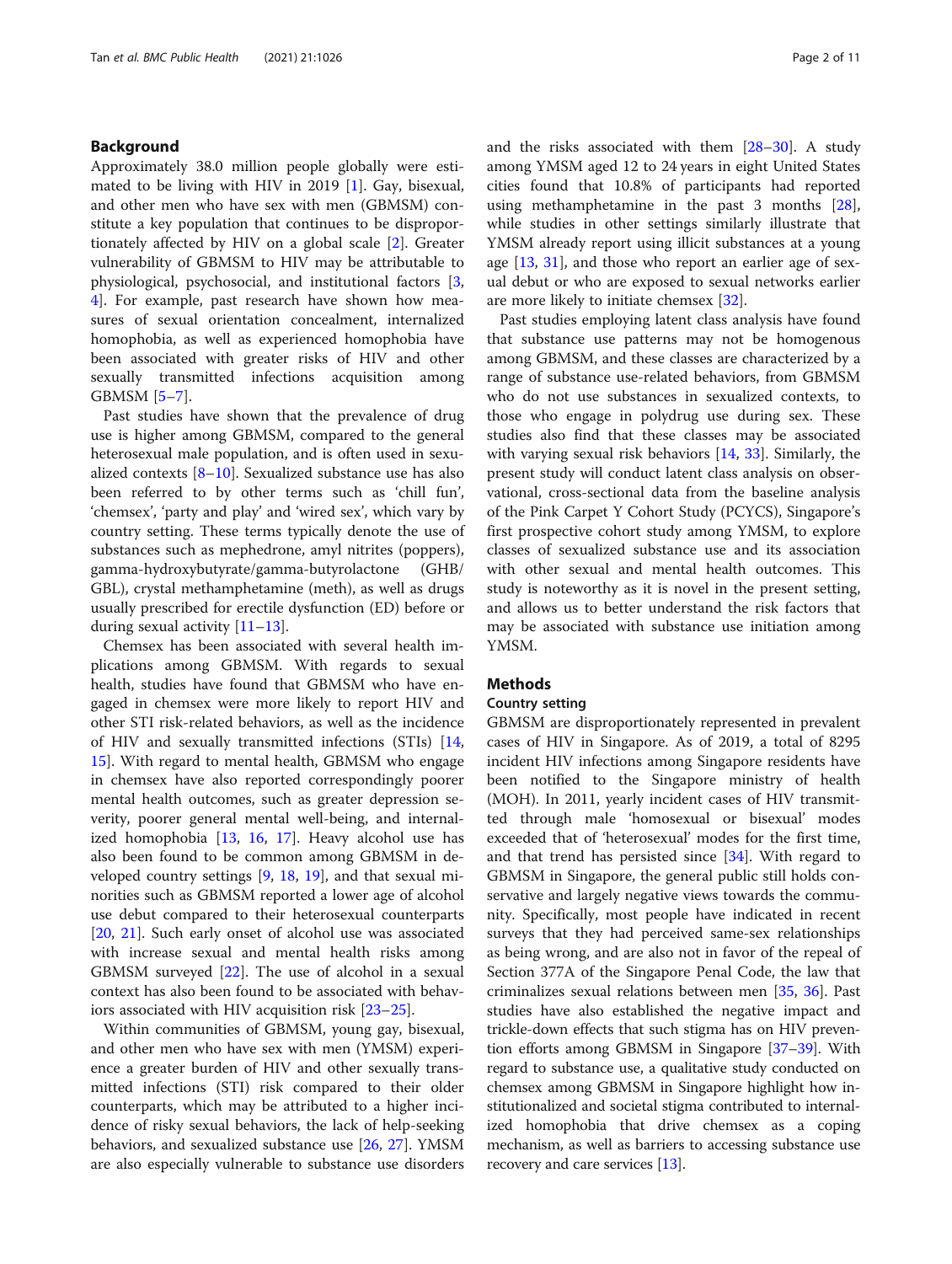## Background

Approximately 38.0 million people globally were estimated to be living with HIV in 2019 [1]. Gay, bisexual, and other men who have sex with men (GBMSM) constitute a key population that continues to be disproportionately affected by HIV on a global scale [2]. Greater vulnerability of GBMSM to HIV may be attributable to physiological, psychosocial, and institutional factors [3, 4]. For example, past research have shown how measures of sexual orientation concealment, internalized homophobia, as well as experienced homophobia have been associated with greater risks of HIV and other sexually transmitted infections acquisition among GBMSM [5–7].

Past studies have shown that the prevalence of drug use is higher among GBMSM, compared to the general heterosexual male population, and is often used in sexualized contexts [8–10]. Sexualized substance use has also been referred to by other terms such as 'chill fun', 'chemsex', 'party and play' and 'wired sex', which vary by country setting. These terms typically denote the use of substances such as mephedrone, amyl nitrites (poppers), gamma-hydroxybutyrate/gamma-butyrolactone (GHB/GBL), crystal methamphetamine (meth), as well as drugs usually prescribed for erectile dysfunction (ED) before or during sexual activity [11–13].

Chemsex has been associated with several health implications among GBMSM. With regards to sexual health, studies have found that GBMSM who have engaged in chemsex were more likely to report HIV and other STI risk-related behaviors, as well as the incidence of HIV and sexually transmitted infections (STIs) [14, 15]. With regard to mental health, GBMSM who engage in chemsex have also reported correspondingly poorer mental health outcomes, such as greater depression severity, poorer general mental well-being, and internalized homophobia [13, 16, 17]. Heavy alcohol use has also been found to be common among GBMSM in developed country settings [9, 18, 19], and that sexual minorities such as GBMSM reported a lower age of alcohol use debut compared to their heterosexual counterparts [20, 21]. Such early onset of alcohol use was associated with increase sexual and mental health risks among GBMSM surveyed [22]. The use of alcohol in a sexual context has also been found to be associated with behaviors associated with HIV acquisition risk [23–25].

Within communities of GBMSM, young gay, bisexual, and other men who have sex with men (YMSM) experience a greater burden of HIV and other sexually transmitted infections (STI) risk compared to their older counterparts, which may be attributed to a higher incidence of risky sexual behaviors, the lack of help-seeking behaviors, and sexualized substance use [26, 27]. YMSM are also especially vulnerable to substance use disorders and the risks associated with them [28–30]. A study among YMSM aged 12 to 24 years in eight United States cities found that 10.8% of participants had reported using methamphetamine in the past 3 months [28], while studies in other settings similarly illustrate that YMSM already report using illicit substances at a young age [13, 31], and those who report an earlier age of sexual debut or who are exposed to sexual networks earlier are more likely to initiate chemsex [32].

Past studies employing latent class analysis have found that substance use patterns may not be homogenous among GBMSM, and these classes are characterized by a range of substance use-related behaviors, from GBMSM who do not use substances in sexualized contexts, to those who engage in polydrug use during sex. These studies also find that these classes may be associated with varying sexual risk behaviors [14, 33]. Similarly, the present study will conduct latent class analysis on observational, cross-sectional data from the baseline analysis of the Pink Carpet Y Cohort Study (PCYCS), Singapore's first prospective cohort study among YMSM, to explore classes of sexualized substance use and its association with other sexual and mental health outcomes. This study is noteworthy as it is novel in the present setting, and allows us to better understand the risk factors that may be associated with substance use initiation among YMSM.

## Methods

### Country setting

GBMSM are disproportionately represented in prevalent cases of HIV in Singapore. As of 2019, a total of 8295 incident HIV infections among Singapore residents have been notified to the Singapore ministry of health (MOH). In 2011, yearly incident cases of HIV transmitted through male 'homosexual or bisexual' modes exceeded that of 'heterosexual' modes for the first time, and that trend has persisted since [34]. With regard to GBMSM in Singapore, the general public still holds conservative and largely negative views towards the community. Specifically, most people have indicated in recent surveys that they had perceived same-sex relationships as being wrong, and are also not in favor of the repeal of Section 377A of the Singapore Penal Code, the law that criminalizes sexual relations between men [35, 36]. Past studies have also established the negative impact and trickle-down effects that such stigma has on HIV prevention efforts among GBMSM in Singapore [37–39]. With regard to substance use, a qualitative study conducted on chemsex among GBMSM in Singapore highlight how institutionalized and societal stigma contributed to internalized homophobia that drive chemsex as a coping mechanism, as well as barriers to accessing substance use recovery and care services [13].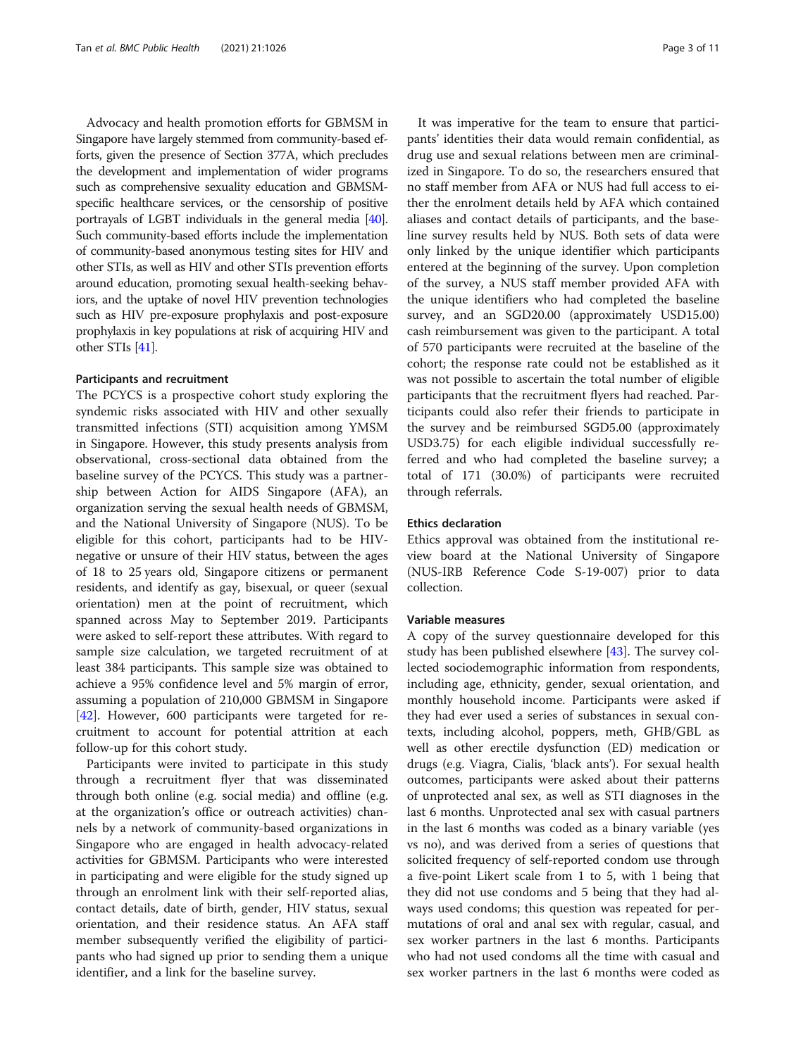Advocacy and health promotion efforts for GBMSM in Singapore have largely stemmed from community-based efforts, given the presence of Section 377A, which precludes the development and implementation of wider programs such as comprehensive sexuality education and GBMSM-specific healthcare services, or the censorship of positive portrayals of LGBT individuals in the general media [40]. Such community-based efforts include the implementation of community-based anonymous testing sites for HIV and other STIs, as well as HIV and other STIs prevention efforts around education, promoting sexual health-seeking behaviors, and the uptake of novel HIV prevention technologies such as HIV pre-exposure prophylaxis and post-exposure prophylaxis in key populations at risk of acquiring HIV and other STIs [41].

### Participants and recruitment

The PCYCS is a prospective cohort study exploring the syndemic risks associated with HIV and other sexually transmitted infections (STI) acquisition among YMSM in Singapore. However, this study presents analysis from observational, cross-sectional data obtained from the baseline survey of the PCYCS. This study was a partnership between Action for AIDS Singapore (AFA), an organization serving the sexual health needs of GBMSM, and the National University of Singapore (NUS). To be eligible for this cohort, participants had to be HIV-negative or unsure of their HIV status, between the ages of 18 to 25 years old, Singapore citizens or permanent residents, and identify as gay, bisexual, or queer (sexual orientation) men at the point of recruitment, which spanned across May to September 2019. Participants were asked to self-report these attributes. With regard to sample size calculation, we targeted recruitment of at least 384 participants. This sample size was obtained to achieve a 95% confidence level and 5% margin of error, assuming a population of 210,000 GBMSM in Singapore [42]. However, 600 participants were targeted for recruitment to account for potential attrition at each follow-up for this cohort study.

Participants were invited to participate in this study through a recruitment flyer that was disseminated through both online (e.g. social media) and offline (e.g. at the organization's office or outreach activities) channels by a network of community-based organizations in Singapore who are engaged in health advocacy-related activities for GBMSM. Participants who were interested in participating and were eligible for the study signed up through an enrolment link with their self-reported alias, contact details, date of birth, gender, HIV status, sexual orientation, and their residence status. An AFA staff member subsequently verified the eligibility of participants who had signed up prior to sending them a unique identifier, and a link for the baseline survey.

It was imperative for the team to ensure that participants' identities their data would remain confidential, as drug use and sexual relations between men are criminalized in Singapore. To do so, the researchers ensured that no staff member from AFA or NUS had full access to either the enrolment details held by AFA which contained aliases and contact details of participants, and the baseline survey results held by NUS. Both sets of data were only linked by the unique identifier which participants entered at the beginning of the survey. Upon completion of the survey, a NUS staff member provided AFA with the unique identifiers who had completed the baseline survey, and an SGD20.00 (approximately USD15.00) cash reimbursement was given to the participant. A total of 570 participants were recruited at the baseline of the cohort; the response rate could not be established as it was not possible to ascertain the total number of eligible participants that the recruitment flyers had reached. Participants could also refer their friends to participate in the survey and be reimbursed SGD5.00 (approximately USD3.75) for each eligible individual successfully referred and who had completed the baseline survey; a total of 171 (30.0%) of participants were recruited through referrals.

### Ethics declaration

Ethics approval was obtained from the institutional review board at the National University of Singapore (NUS-IRB Reference Code S-19-007) prior to data collection.

### Variable measures

A copy of the survey questionnaire developed for this study has been published elsewhere [43]. The survey collected sociodemographic information from respondents, including age, ethnicity, gender, sexual orientation, and monthly household income. Participants were asked if they had ever used a series of substances in sexual contexts, including alcohol, poppers, meth, GHB/GBL as well as other erectile dysfunction (ED) medication or drugs (e.g. Viagra, Cialis, 'black ants'). For sexual health outcomes, participants were asked about their patterns of unprotected anal sex, as well as STI diagnoses in the last 6 months. Unprotected anal sex with casual partners in the last 6 months was coded as a binary variable (yes vs no), and was derived from a series of questions that solicited frequency of self-reported condom use through a five-point Likert scale from 1 to 5, with 1 being that they did not use condoms and 5 being that they had always used condoms; this question was repeated for permutations of oral and anal sex with regular, casual, and sex worker partners in the last 6 months. Participants who had not used condoms all the time with casual and sex worker partners in the last 6 months were coded as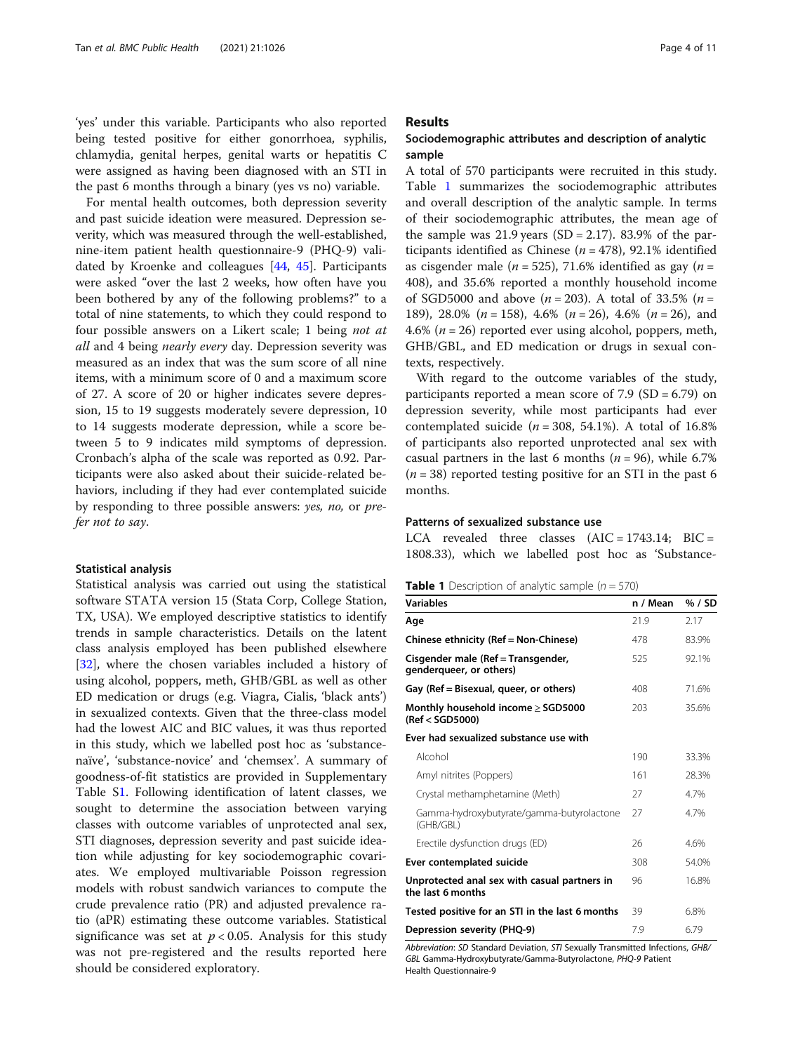'yes' under this variable. Participants who also reported being tested positive for either gonorrhoea, syphilis, chlamydia, genital herpes, genital warts or hepatitis C were assigned as having been diagnosed with an STI in the past 6 months through a binary (yes vs no) variable.

For mental health outcomes, both depression severity and past suicide ideation were measured. Depression severity, which was measured through the well-established, nine-item patient health questionnaire-9 (PHQ-9) validated by Kroenke and colleagues [44, 45]. Participants were asked "over the last 2 weeks, how often have you been bothered by any of the following problems?" to a total of nine statements, to which they could respond to four possible answers on a Likert scale; 1 being *not at all* and 4 being *nearly every* day. Depression severity was measured as an index that was the sum score of all nine items, with a minimum score of 0 and a maximum score of 27. A score of 20 or higher indicates severe depression, 15 to 19 suggests moderately severe depression, 10 to 14 suggests moderate depression, while a score between 5 to 9 indicates mild symptoms of depression. Cronbach's alpha of the scale was reported as 0.92. Participants were also asked about their suicide-related behaviors, including if they had ever contemplated suicide by responding to three possible answers: *yes, no,* or *prefer not to say*.

### Statistical analysis

Statistical analysis was carried out using the statistical software STATA version 15 (Stata Corp, College Station, TX, USA). We employed descriptive statistics to identify trends in sample characteristics. Details on the latent class analysis employed has been published elsewhere [32], where the chosen variables included a history of using alcohol, poppers, meth, GHB/GBL as well as other ED medication or drugs (e.g. Viagra, Cialis, 'black ants') in sexualized contexts. Given that the three-class model had the lowest AIC and BIC values, it was thus reported in this study, which we labelled post hoc as 'substance-naïve', 'substance-novice' and 'chemsex'. A summary of goodness-of-fit statistics are provided in Supplementary Table S1. Following identification of latent classes, we sought to determine the association between varying classes with outcome variables of unprotected anal sex, STI diagnoses, depression severity and past suicide ideation while adjusting for key sociodemographic covariates. We employed multivariable Poisson regression models with robust sandwich variances to compute the crude prevalence ratio (PR) and adjusted prevalence ratio (aPR) estimating these outcome variables. Statistical significance was set at $p < 0.05$. Analysis for this study was not pre-registered and the results reported here should be considered exploratory.

## Results

### Sociodemographic attributes and description of analytic sample

A total of 570 participants were recruited in this study. Table 1 summarizes the sociodemographic attributes and overall description of the analytic sample. In terms of their sociodemographic attributes, the mean age of the sample was 21.9 years (SD = 2.17). 83.9% of the participants identified as Chinese ($n = 478$), 92.1% identified as cisgender male ($n = 525$), 71.6% identified as gay ($n = 408$), and 35.6% reported a monthly household income of SGD5000 and above ($n = 203$). A total of 33.5% ($n = 189$), 28.0% ($n = 158$), 4.6% ($n = 26$), 4.6% ($n = 26$), and 4.6% ($n = 26$) reported ever using alcohol, poppers, meth, GHB/GBL, and ED medication or drugs in sexual contexts, respectively.

With regard to the outcome variables of the study, participants reported a mean score of 7.9 (SD = 6.79) on depression severity, while most participants had ever contemplated suicide ($n = 308$, 54.1%). A total of 16.8% of participants also reported unprotected anal sex with casual partners in the last 6 months ($n = 96$), while 6.7% ($n = 38$) reported testing positive for an STI in the past 6 months.

### Patterns of sexualized substance use

LCA revealed three classes (AIC = 1743.14; BIC = 1808.33), which we labelled post hoc as 'Substance-

**Table 1** Description of analytic sample ($n = 570$)

| Variables | n / Mean | % / SD |
|---|---|---|
| **Age** | 21.9 | 2.17 |
| **Chinese ethnicity (Ref = Non-Chinese)** | 478 | 83.9% |
| **Cisgender male (Ref = Transgender, genderqueer, or others)** | 525 | 92.1% |
| **Gay (Ref = Bisexual, queer, or others)** | 408 | 71.6% |
| **Monthly household income ≥ SGD5000 (Ref < SGD5000)** | 203 | 35.6% |
| **Ever had sexualized substance use with** | | |
| Alcohol | 190 | 33.3% |
| Amyl nitrites (Poppers) | 161 | 28.3% |
| Crystal methamphetamine (Meth) | 27 | 4.7% |
| Gamma-hydroxybutyrate/gamma-butyrolactone (GHB/GBL) | 27 | 4.7% |
| Erectile dysfunction drugs (ED) | 26 | 4.6% |
| **Ever contemplated suicide** | 308 | 54.0% |
| **Unprotected anal sex with casual partners in the last 6 months** | 96 | 16.8% |
| **Tested positive for an STI in the last 6 months** | 39 | 6.8% |
| **Depression severity (PHQ-9)** | 7.9 | 6.79 |

*Abbreviation*: *SD* Standard Deviation, *STI* Sexually Transmitted Infections, *GHB/GBL* Gamma-Hydroxybutyrate/Gamma-Butyrolactone, *PHQ-9* Patient Health Questionnaire-9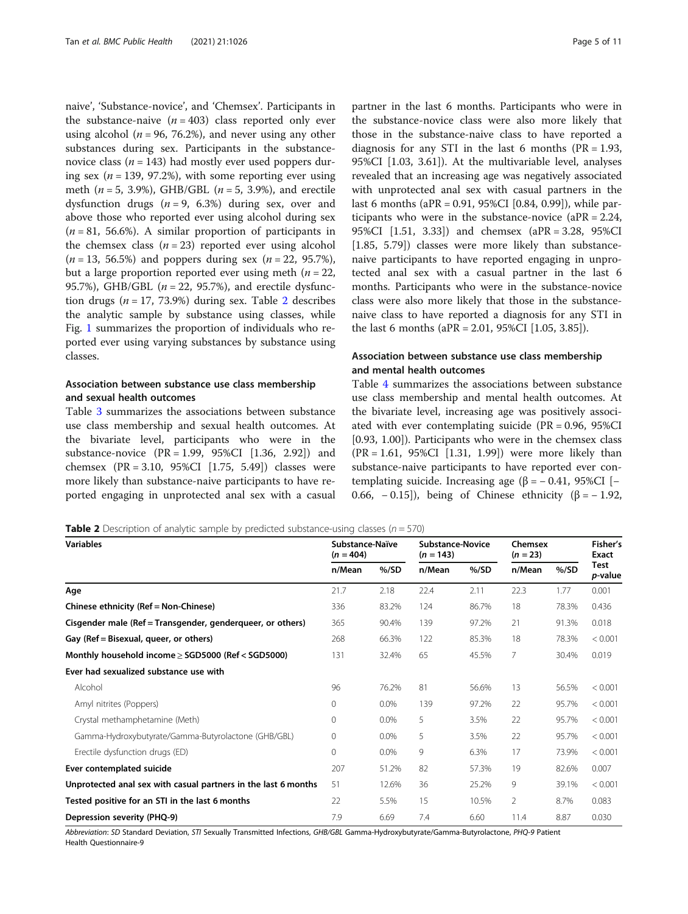naive', 'Substance-novice', and 'Chemsex'. Participants in the substance-naive ($n = 403$) class reported only ever using alcohol ($n = 96$, 76.2%), and never using any other substances during sex. Participants in the substance-novice class ($n = 143$) had mostly ever used poppers during sex ($n = 139$, 97.2%), with some reporting ever using meth ($n = 5$, 3.9%), GHB/GBL ($n = 5$, 3.9%), and erectile dysfunction drugs ($n = 9$, 6.3%) during sex, over and above those who reported ever using alcohol during sex ($n = 81$, 56.6%). A similar proportion of participants in the chemsex class ($n = 23$) reported ever using alcohol ($n = 13$, 56.5%) and poppers during sex ($n = 22$, 95.7%), but a large proportion reported ever using meth ($n = 22$, 95.7%), GHB/GBL ($n = 22$, 95.7%), and erectile dysfunction drugs ($n = 17$, 73.9%) during sex. Table 2 describes the analytic sample by substance using classes, while Fig. 1 summarizes the proportion of individuals who reported ever using varying substances by substance using classes.

### Association between substance use class membership and sexual health outcomes

Table 3 summarizes the associations between substance use class membership and sexual health outcomes. At the bivariate level, participants who were in the substance-novice (PR = 1.99, 95%CI [1.36, 2.92]) and chemsex (PR = 3.10, 95%CI [1.75, 5.49]) classes were more likely than substance-naive participants to have reported engaging in unprotected anal sex with a casual partner in the last 6 months. Participants who were in the substance-novice class were also more likely that those in the substance-naive class to have reported a diagnosis for any STI in the last 6 months (PR = 1.93, 95%CI [1.03, 3.61]). At the multivariable level, analyses revealed that an increasing age was negatively associated with unprotected anal sex with casual partners in the last 6 months (aPR = 0.91, 95%CI [0.84, 0.99]), while participants who were in the substance-novice (aPR = 2.24, 95%CI [1.51, 3.33]) and chemsex (aPR = 3.28, 95%CI [1.85, 5.79]) classes were more likely than substance-naive participants to have reported engaging in unprotected anal sex with a casual partner in the last 6 months. Participants who were in the substance-novice class were also more likely that those in the substance-naive class to have reported a diagnosis for any STI in the last 6 months (aPR = 2.01, 95%CI [1.05, 3.85]).

### Association between substance use class membership and mental health outcomes

Table 4 summarizes the associations between substance use class membership and mental health outcomes. At the bivariate level, increasing age was positively associated with ever contemplating suicide (PR = 0.96, 95%CI [0.93, 1.00]). Participants who were in the chemsex class (PR = 1.61, 95%CI [1.31, 1.99]) were more likely than substance-naive participants to have reported ever contemplating suicide. Increasing age (β = − 0.41, 95%CI [− 0.66, − 0.15]), being of Chinese ethnicity (β = − 1.92,

**Table 2** Description of analytic sample by predicted substance-using classes ($n = 570$)

| Variables | Substance-Naïve ($n = 404$) | | Substance-Novice ($n = 143$) | | Chemsex ($n = 23$) | | Fisher's Exact Test *p*-value |
|---|---|---|---|---|---|---|---|
| | n/Mean | %/SD | n/Mean | %/SD | n/Mean | %/SD | |
| **Age** | 21.7 | 2.18 | 22.4 | 2.11 | 22.3 | 1.77 | 0.001 |
| **Chinese ethnicity (Ref = Non-Chinese)** | 336 | 83.2% | 124 | 86.7% | 18 | 78.3% | 0.436 |
| **Cisgender male (Ref = Transgender, genderqueer, or others)** | 365 | 90.4% | 139 | 97.2% | 21 | 91.3% | 0.018 |
| **Gay (Ref = Bisexual, queer, or others)** | 268 | 66.3% | 122 | 85.3% | 18 | 78.3% | < 0.001 |
| **Monthly household income ≥ SGD5000 (Ref < SGD5000)** | 131 | 32.4% | 65 | 45.5% | 7 | 30.4% | 0.019 |
| **Ever had sexualized substance use with** | | | | | | | |
| Alcohol | 96 | 76.2% | 81 | 56.6% | 13 | 56.5% | < 0.001 |
| Amyl nitrites (Poppers) | 0 | 0.0% | 139 | 97.2% | 22 | 95.7% | < 0.001 |
| Crystal methamphetamine (Meth) | 0 | 0.0% | 5 | 3.5% | 22 | 95.7% | < 0.001 |
| Gamma-Hydroxybutyrate/Gamma-Butyrolactone (GHB/GBL) | 0 | 0.0% | 5 | 3.5% | 22 | 95.7% | < 0.001 |
| Erectile dysfunction drugs (ED) | 0 | 0.0% | 9 | 6.3% | 17 | 73.9% | < 0.001 |
| **Ever contemplated suicide** | 207 | 51.2% | 82 | 57.3% | 19 | 82.6% | 0.007 |
| **Unprotected anal sex with casual partners in the last 6 months** | 51 | 12.6% | 36 | 25.2% | 9 | 39.1% | < 0.001 |
| **Tested positive for an STI in the last 6 months** | 22 | 5.5% | 15 | 10.5% | 2 | 8.7% | 0.083 |
| **Depression severity (PHQ-9)** | 7.9 | 6.69 | 7.4 | 6.60 | 11.4 | 8.87 | 0.030 |

*Abbreviation*: *SD* Standard Deviation, *STI* Sexually Transmitted Infections, *GHB/GBL* Gamma-Hydroxybutyrate/Gamma-Butyrolactone, *PHQ-9* Patient Health Questionnaire-9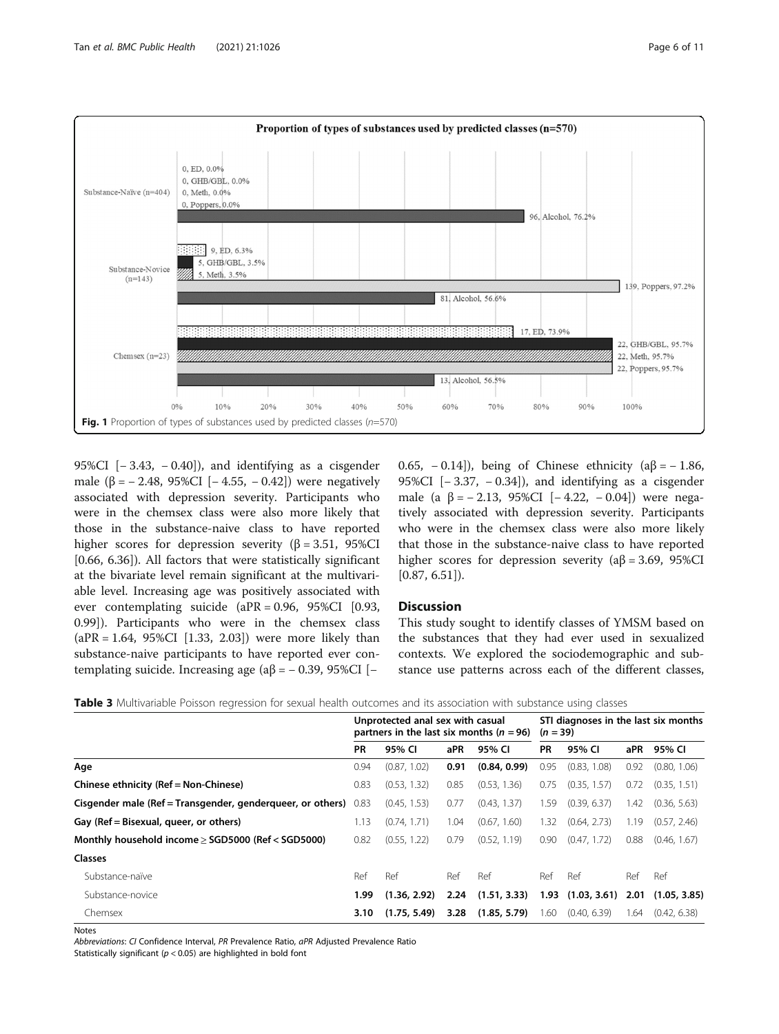Fig. 1 Proportion of types of substances used by predicted classes (n=570)

95%CI [− 3.43, − 0.40]), and identifying as a cisgender male (β = − 2.48, 95%CI [− 4.55, − 0.42]) were negatively associated with depression severity. Participants who were in the chemsex class were also more likely that those in the substance-naive class to have reported higher scores for depression severity (β = 3.51, 95%CI [0.66, 6.36]). All factors that were statistically significant at the bivariate level remain significant at the multivariable level. Increasing age was positively associated with ever contemplating suicide (aPR = 0.96, 95%CI [0.93, 0.99]). Participants who were in the chemsex class (aPR = 1.64, 95%CI [1.33, 2.03]) were more likely than substance-naive participants to have reported ever contemplating suicide. Increasing age (aβ = − 0.39, 95%CI [− 0.65, − 0.14]), being of Chinese ethnicity (aβ = − 1.86, 95%CI [− 3.37, − 0.34]), and identifying as a cisgender male (a β = − 2.13, 95%CI [− 4.22, − 0.04]) were negatively associated with depression severity. Participants who were in the chemsex class were also more likely that those in the substance-naive class to have reported higher scores for depression severity (aβ = 3.69, 95%CI [0.87, 6.51]).

## Discussion

This study sought to identify classes of YMSM based on the substances that they had ever used in sexualized contexts. We explored the sociodemographic and substance use patterns across each of the different classes,

**Table 3** Multivariable Poisson regression for sexual health outcomes and its association with substance using classes

| | Unprotected anal sex with casual partners in the last six months (n = 96) | | | | STI diagnoses in the last six months (n = 39) | | | |
|---|---|---|---|---|---|---|---|---|
| | PR | 95% CI | aPR | 95% CI | PR | 95% CI | aPR | 95% CI |
| **Age** | 0.94 | (0.87, 1.02) | **0.91** | **(0.84, 0.99)** | 0.95 | (0.83, 1.08) | 0.92 | (0.80, 1.06) |
| **Chinese ethnicity (Ref = Non-Chinese)** | 0.83 | (0.53, 1.32) | 0.85 | (0.53, 1.36) | 0.75 | (0.35, 1.57) | 0.72 | (0.35, 1.51) |
| **Cisgender male (Ref = Transgender, genderqueer, or others)** | 0.83 | (0.45, 1.53) | 0.77 | (0.43, 1.37) | 1.59 | (0.39, 6.37) | 1.42 | (0.36, 5.63) |
| **Gay (Ref = Bisexual, queer, or others)** | 1.13 | (0.74, 1.71) | 1.04 | (0.67, 1.60) | 1.32 | (0.64, 2.73) | 1.19 | (0.57, 2.46) |
| **Monthly household income ≥ SGD5000 (Ref < SGD5000)** | 0.82 | (0.55, 1.22) | 0.79 | (0.52, 1.19) | 0.90 | (0.47, 1.72) | 0.88 | (0.46, 1.67) |
| **Classes** | | | | | | | | |
| Substance-naïve | Ref | Ref | Ref | Ref | Ref | Ref | Ref | Ref |
| Substance-novice | **1.99** | **(1.36, 2.92)** | **2.24** | **(1.51, 3.33)** | **1.93** | **(1.03, 3.61)** | **2.01** | **(1.05, 3.85)** |
| Chemsex | **3.10** | **(1.75, 5.49)** | **3.28** | **(1.85, 5.79)** | 1.60 | (0.40, 6.39) | 1.64 | (0.42, 6.38) |

Notes
*Abbreviations*: *CI* Confidence Interval, *PR* Prevalence Ratio, *aPR* Adjusted Prevalence Ratio
Statistically significant ($p < 0.05$) are highlighted in bold font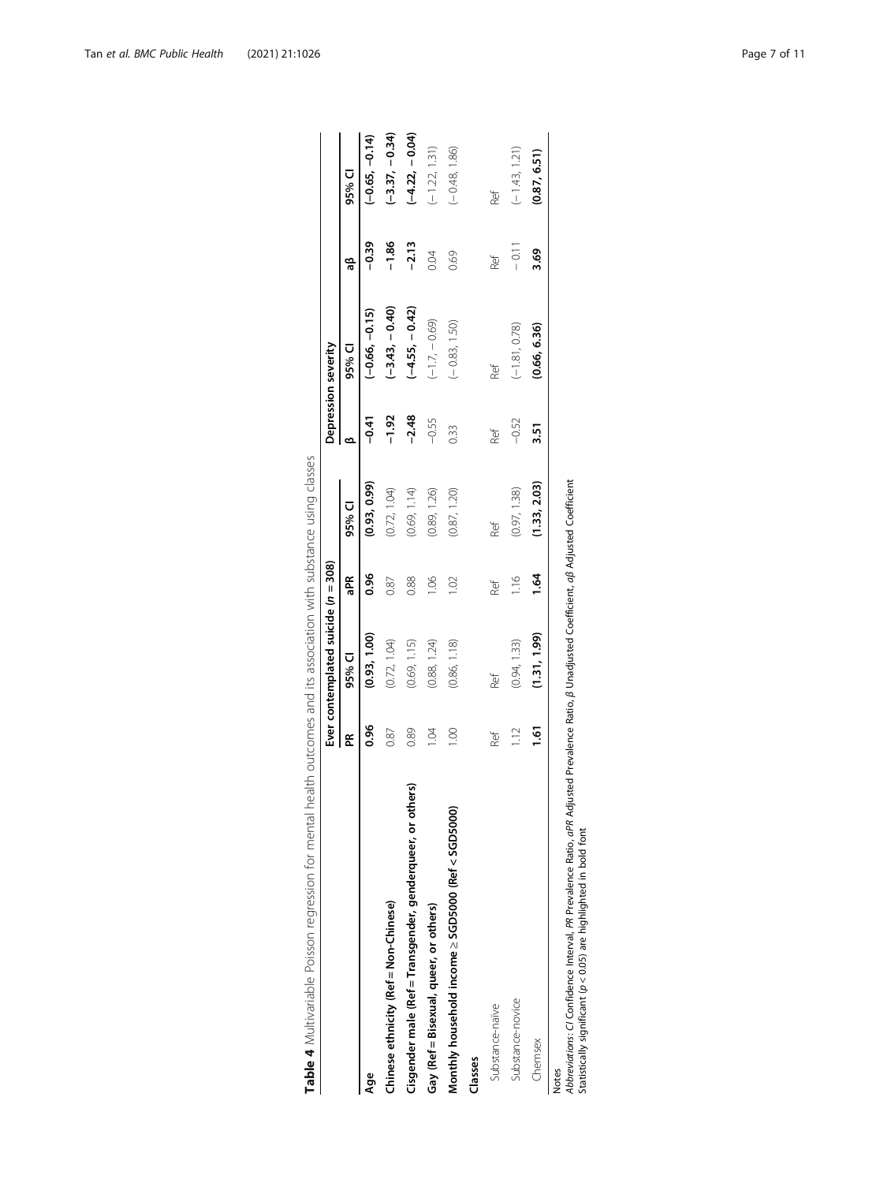**Table 4** Multivariable Poisson regression for mental health outcomes and its association with substance using classes

| | Ever contemplated suicide ($n = 308$) | | | | Depression severity | | | |
|---|---|---|---|---|---|---|---|---|
| | PR | 95% CI | aPR | 95% CI | β | 95% CI | aβ | 95% CI |
| **Age** | **0.96** | **(0.93, 1.00)** | **0.96** | **(0.93, 0.99)** | **−0.41** | **(−0.66, −0.15)** | **−0.39** | **(−0.65, −0.14)** |
| **Chinese ethnicity (Ref = Non-Chinese)** | 0.87 | (0.72, 1.04) | 0.87 | (0.72, 1.04) | **−1.92** | **(−3.43, − 0.40)** | **−1.86** | **(−3.37, − 0.34)** |
| **Cisgender male (Ref = Transgender, genderqueer, or others)** | 0.89 | (0.69, 1.15) | 0.88 | (0.69, 1.14) | **−2.48** | **(−4.55, − 0.42)** | **−2.13** | **(−4.22, − 0.04)** |
| **Gay (Ref = Bisexual, queer, or others)** | 1.04 | (0.88, 1.24) | 1.06 | (0.89, 1.26) | −0.55 | (−1.7, − 0.69) | 0.04 | (− 1.22, 1.31) |
| **Monthly household income ≥ SGD5000 (Ref < SGD5000)** | 1.00 | (0.86, 1.18) | 1.02 | (0.87, 1.20) | 0.33 | (− 0.83, 1.50) | 0.69 | (− 0.48, 1.86) |
| **Classes** | | | | | | | | |
| Substance-naïve | Ref | Ref | Ref | Ref | Ref | Ref | Ref | Ref |
| Substance-novice | 1.12 | (0.94, 1.33) | 1.16 | (0.97, 1.38) | −0.52 | (−1.81, 0.78) | − 0.11 | (− 1.43, 1.21) |
| Chemsex | **1.61** | **(1.31, 1.99)** | **1.64** | **(1.33, 2.03)** | **3.51** | **(0.66, 6.36)** | **3.69** | **(0.87, 6.51)** |

Notes

*Abbreviations*: *CI* Confidence Interval, *PR* Prevalence Ratio, *aPR* Adjusted Prevalence Ratio, *β* Unadjusted Coefficient, *aβ* Adjusted Coefficient

Statistically significant ($p < 0.05$) are highlighted in bold font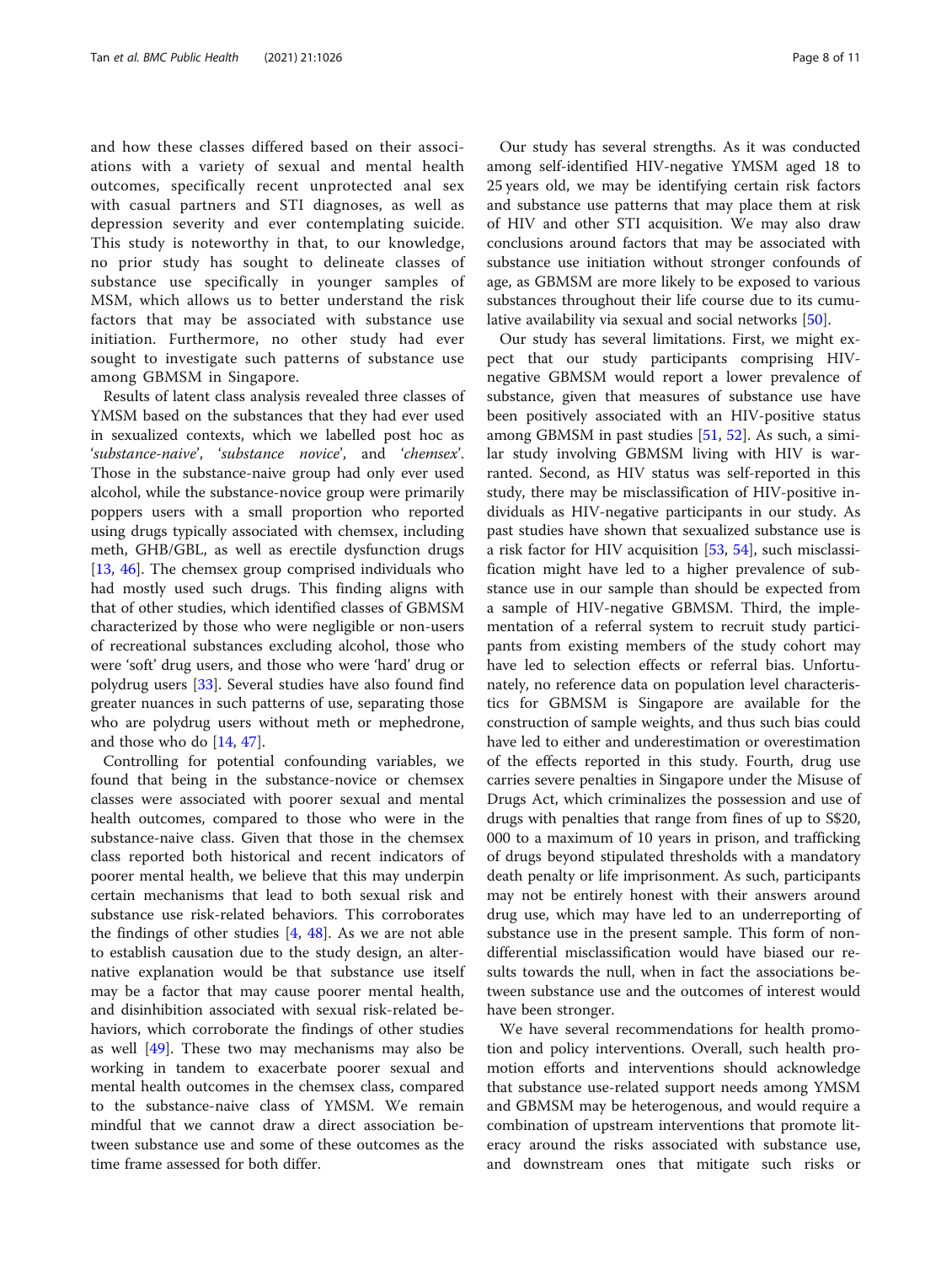and how these classes differed based on their associations with a variety of sexual and mental health outcomes, specifically recent unprotected anal sex with casual partners and STI diagnoses, as well as depression severity and ever contemplating suicide. This study is noteworthy in that, to our knowledge, no prior study has sought to delineate classes of substance use specifically in younger samples of MSM, which allows us to better understand the risk factors that may be associated with substance use initiation. Furthermore, no other study had ever sought to investigate such patterns of substance use among GBMSM in Singapore.

Results of latent class analysis revealed three classes of YMSM based on the substances that they had ever used in sexualized contexts, which we labelled post hoc as '*substance-naive*', '*substance novice*', and '*chemsex*'. Those in the substance-naive group had only ever used alcohol, while the substance-novice group were primarily poppers users with a small proportion who reported using drugs typically associated with chemsex, including meth, GHB/GBL, as well as erectile dysfunction drugs [13, 46]. The chemsex group comprised individuals who had mostly used such drugs. This finding aligns with that of other studies, which identified classes of GBMSM characterized by those who were negligible or non-users of recreational substances excluding alcohol, those who were 'soft' drug users, and those who were 'hard' drug or polydrug users [33]. Several studies have also found find greater nuances in such patterns of use, separating those who are polydrug users without meth or mephedrone, and those who do [14, 47].

Controlling for potential confounding variables, we found that being in the substance-novice or chemsex classes were associated with poorer sexual and mental health outcomes, compared to those who were in the substance-naive class. Given that those in the chemsex class reported both historical and recent indicators of poorer mental health, we believe that this may underpin certain mechanisms that lead to both sexual risk and substance use risk-related behaviors. This corroborates the findings of other studies [4, 48]. As we are not able to establish causation due to the study design, an alternative explanation would be that substance use itself may be a factor that may cause poorer mental health, and disinhibition associated with sexual risk-related behaviors, which corroborate the findings of other studies as well [49]. These two may mechanisms may also be working in tandem to exacerbate poorer sexual and mental health outcomes in the chemsex class, compared to the substance-naive class of YMSM. We remain mindful that we cannot draw a direct association between substance use and some of these outcomes as the time frame assessed for both differ.

Our study has several strengths. As it was conducted among self-identified HIV-negative YMSM aged 18 to 25 years old, we may be identifying certain risk factors and substance use patterns that may place them at risk of HIV and other STI acquisition. We may also draw conclusions around factors that may be associated with substance use initiation without stronger confounds of age, as GBMSM are more likely to be exposed to various substances throughout their life course due to its cumulative availability via sexual and social networks [50].

Our study has several limitations. First, we might expect that our study participants comprising HIV-negative GBMSM would report a lower prevalence of substance, given that measures of substance use have been positively associated with an HIV-positive status among GBMSM in past studies [51, 52]. As such, a similar study involving GBMSM living with HIV is warranted. Second, as HIV status was self-reported in this study, there may be misclassification of HIV-positive individuals as HIV-negative participants in our study. As past studies have shown that sexualized substance use is a risk factor for HIV acquisition [53, 54], such misclassification might have led to a higher prevalence of substance use in our sample than should be expected from a sample of HIV-negative GBMSM. Third, the implementation of a referral system to recruit study participants from existing members of the study cohort may have led to selection effects or referral bias. Unfortunately, no reference data on population level characteristics for GBMSM is Singapore are available for the construction of sample weights, and thus such bias could have led to either and underestimation or overestimation of the effects reported in this study. Fourth, drug use carries severe penalties in Singapore under the Misuse of Drugs Act, which criminalizes the possession and use of drugs with penalties that range from fines of up to S$20,000 to a maximum of 10 years in prison, and trafficking of drugs beyond stipulated thresholds with a mandatory death penalty or life imprisonment. As such, participants may not be entirely honest with their answers around drug use, which may have led to an underreporting of substance use in the present sample. This form of non-differential misclassification would have biased our results towards the null, when in fact the associations between substance use and the outcomes of interest would have been stronger.

We have several recommendations for health promotion and policy interventions. Overall, such health promotion efforts and interventions should acknowledge that substance use-related support needs among YMSM and GBMSM may be heterogenous, and would require a combination of upstream interventions that promote literacy around the risks associated with substance use, and downstream ones that mitigate such risks or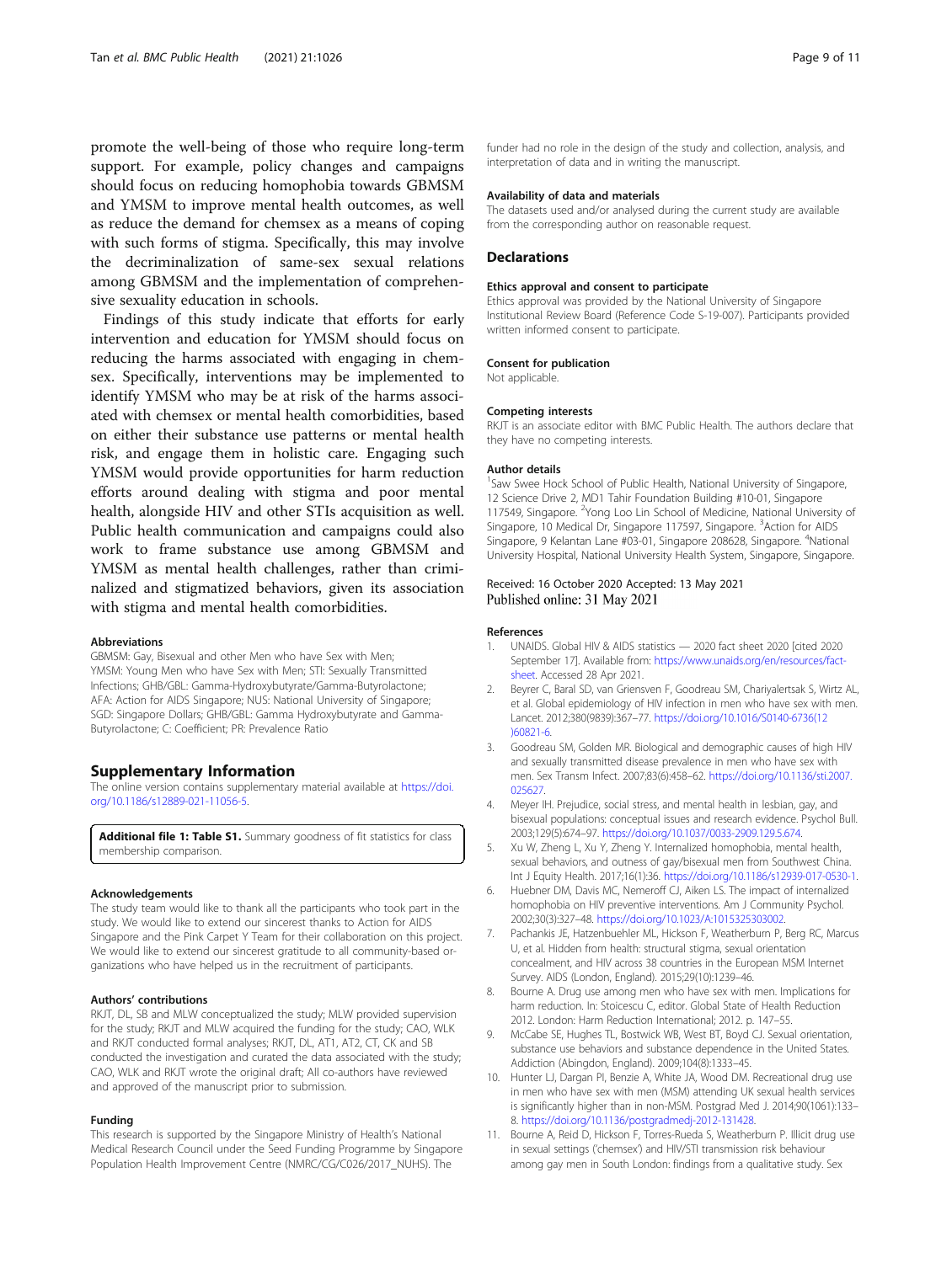promote the well-being of those who require long-term support. For example, policy changes and campaigns should focus on reducing homophobia towards GBMSM and YMSM to improve mental health outcomes, as well as reduce the demand for chemsex as a means of coping with such forms of stigma. Specifically, this may involve the decriminalization of same-sex sexual relations among GBMSM and the implementation of comprehensive sexuality education in schools.

Findings of this study indicate that efforts for early intervention and education for YMSM should focus on reducing the harms associated with engaging in chemsex. Specifically, interventions may be implemented to identify YMSM who may be at risk of the harms associated with chemsex or mental health comorbidities, based on either their substance use patterns or mental health risk, and engage them in holistic care. Engaging such YMSM would provide opportunities for harm reduction efforts around dealing with stigma and poor mental health, alongside HIV and other STIs acquisition as well. Public health communication and campaigns could also work to frame substance use among GBMSM and YMSM as mental health challenges, rather than criminalized and stigmatized behaviors, given its association with stigma and mental health comorbidities.

#### Abbreviations

GBMSM: Gay, Bisexual and other Men who have Sex with Men; YMSM: Young Men who have Sex with Men; STI: Sexually Transmitted Infections; GHB/GBL: Gamma-Hydroxybutyrate/Gamma-Butyrolactone; AFA: Action for AIDS Singapore; NUS: National University of Singapore; SGD: Singapore Dollars; GHB/GBL: Gamma Hydroxybutyrate and Gamma-Butyrolactone; C: Coefficient; PR: Prevalence Ratio

## Supplementary Information

The online version contains supplementary material available at https://doi.org/10.1186/s12889-021-11056-5.

**Additional file 1: Table S1.** Summary goodness of fit statistics for class membership comparison.

#### Acknowledgements

The study team would like to thank all the participants who took part in the study. We would like to extend our sincerest thanks to Action for AIDS Singapore and the Pink Carpet Y Team for their collaboration on this project. We would like to extend our sincerest gratitude to all community-based organizations who have helped us in the recruitment of participants.

#### Authors' contributions

RKJT, DL, SB and MLW conceptualized the study; MLW provided supervision for the study; RKJT and MLW acquired the funding for the study; CAO, WLK and RKJT conducted formal analyses; RKJT, DL, AT1, AT2, CT, CK and SB conducted the investigation and curated the data associated with the study; CAO, WLK and RKJT wrote the original draft; All co-authors have reviewed and approved of the manuscript prior to submission.

#### Funding

This research is supported by the Singapore Ministry of Health's National Medical Research Council under the Seed Funding Programme by Singapore Population Health Improvement Centre (NMRC/CG/C026/2017_NUHS). The funder had no role in the design of the study and collection, analysis, and interpretation of data and in writing the manuscript.

#### Availability of data and materials

The datasets used and/or analysed during the current study are available from the corresponding author on reasonable request.

## Declarations

#### Ethics approval and consent to participate

Ethics approval was provided by the National University of Singapore Institutional Review Board (Reference Code S-19-007). Participants provided written informed consent to participate.

#### Consent for publication

Not applicable.

#### Competing interests

RKJT is an associate editor with BMC Public Health. The authors declare that they have no competing interests.

#### Author details

[1]Saw Swee Hock School of Public Health, National University of Singapore, 12 Science Drive 2, MD1 Tahir Foundation Building #10-01, Singapore 117549, Singapore. [2]Yong Loo Lin School of Medicine, National University of Singapore, 10 Medical Dr, Singapore 117597, Singapore. [3]Action for AIDS Singapore, 9 Kelantan Lane #03-01, Singapore 208628, Singapore. [4]National University Hospital, National University Health System, Singapore, Singapore.

Received: 16 October 2020 Accepted: 13 May 2021
Published online: 31 May 2021

#### References

1. UNAIDS. Global HIV & AIDS statistics — 2020 fact sheet 2020 [cited 2020 September 17]. Available from: https://www.unaids.org/en/resources/fact-sheet. Accessed 28 Apr 2021.
2. Beyrer C, Baral SD, van Griensven F, Goodreau SM, Chariyalertsak S, Wirtz AL, et al. Global epidemiology of HIV infection in men who have sex with men. Lancet. 2012;380(9839):367–77. https://doi.org/10.1016/S0140-6736(12)60821-6.
3. Goodreau SM, Golden MR. Biological and demographic causes of high HIV and sexually transmitted disease prevalence in men who have sex with men. Sex Transm Infect. 2007;83(6):458–62. https://doi.org/10.1136/sti.2007.025627.
4. Meyer IH. Prejudice, social stress, and mental health in lesbian, gay, and bisexual populations: conceptual issues and research evidence. Psychol Bull. 2003;129(5):674–97. https://doi.org/10.1037/0033-2909.129.5.674.
5. Xu W, Zheng L, Xu Y, Zheng Y. Internalized homophobia, mental health, sexual behaviors, and outness of gay/bisexual men from Southwest China. Int J Equity Health. 2017;16(1):36. https://doi.org/10.1186/s12939-017-0530-1.
6. Huebner DM, Davis MC, Nemeroff CJ, Aiken LS. The impact of internalized homophobia on HIV preventive interventions. Am J Community Psychol. 2002;30(3):327–48. https://doi.org/10.1023/A:1015325303002.
7. Pachankis JE, Hatzenbuehler ML, Hickson F, Weatherburn P, Berg RC, Marcus U, et al. Hidden from health: structural stigma, sexual orientation concealment, and HIV across 38 countries in the European MSM Internet Survey. AIDS (London, England). 2015;29(10):1239–46.
8. Bourne A. Drug use among men who have sex with men. Implications for harm reduction. In: Stoicescu C, editor. Global State of Health Reduction 2012. London: Harm Reduction International; 2012. p. 147–55.
9. McCabe SE, Hughes TL, Bostwick WB, West BT, Boyd CJ. Sexual orientation, substance use behaviors and substance dependence in the United States. Addiction (Abingdon, England). 2009;104(8):1333–45.
10. Hunter LJ, Dargan PI, Benzie A, White JA, Wood DM. Recreational drug use in men who have sex with men (MSM) attending UK sexual health services is significantly higher than in non-MSM. Postgrad Med J. 2014;90(1061):133–8. https://doi.org/10.1136/postgradmedj-2012-131428.
11. Bourne A, Reid D, Hickson F, Torres-Rueda S, Weatherburn P. Illicit drug use in sexual settings ('chemsex') and HIV/STI transmission risk behaviour among gay men in South London: findings from a qualitative study. Sex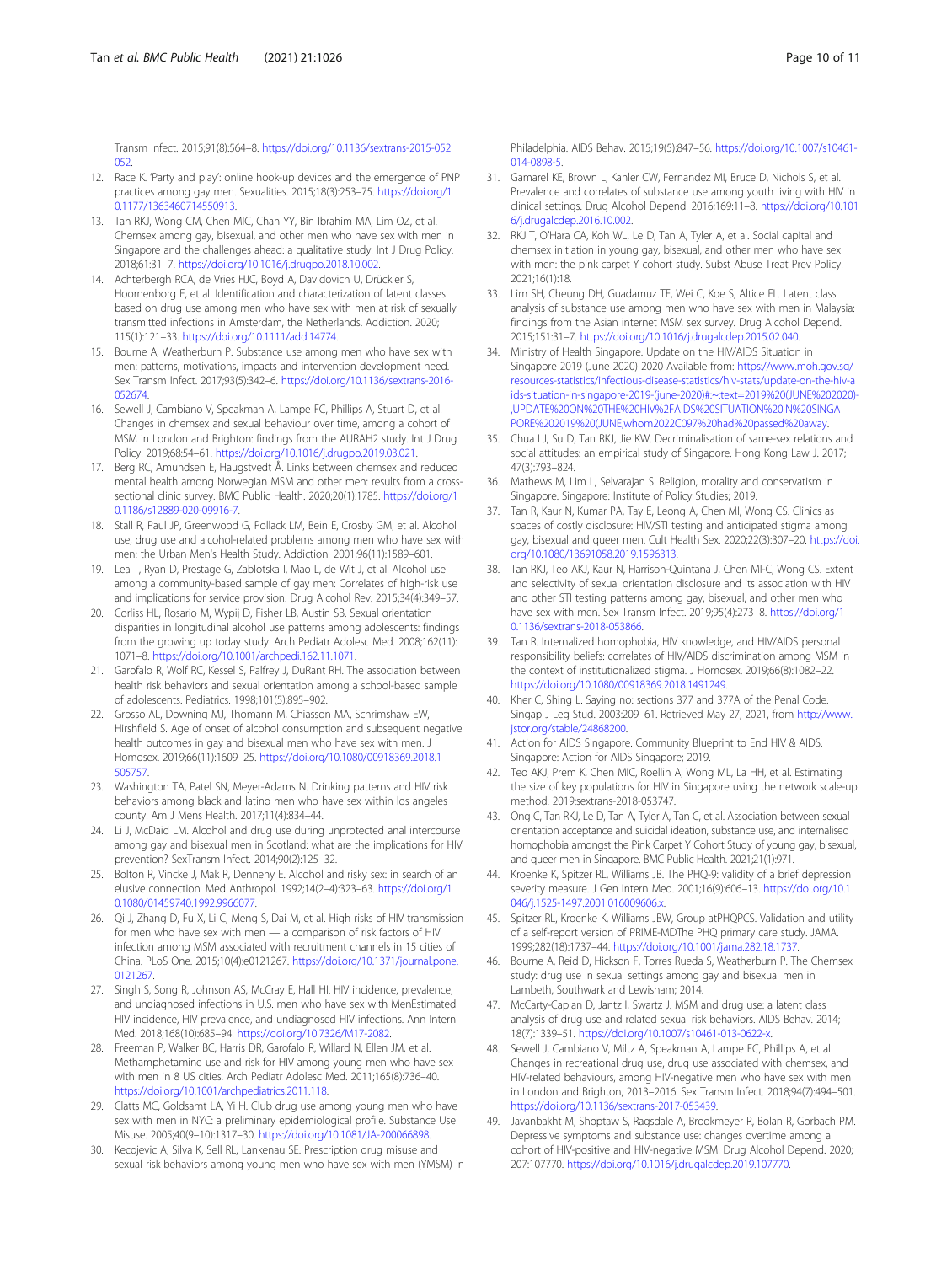Transm Infect. 2015;91(8):564–8. https://doi.org/10.1136/sextrans-2015-052052.

12. Race K. 'Party and play': online hook-up devices and the emergence of PNP practices among gay men. Sexualities. 2015;18(3):253–75. https://doi.org/10.1177/1363460714550913.
13. Tan RKJ, Wong CM, Chen MIC, Chan YY, Bin Ibrahim MA, Lim OZ, et al. Chemsex among gay, bisexual, and other men who have sex with men in Singapore and the challenges ahead: a qualitative study. Int J Drug Policy. 2018;61:31–7. https://doi.org/10.1016/j.drugpo.2018.10.002.
14. Achterbergh RCA, de Vries HJC, Boyd A, Davidovich U, Drückler S, Hoornenborg E, et al. Identification and characterization of latent classes based on drug use among men who have sex with men at risk of sexually transmitted infections in Amsterdam, the Netherlands. Addiction. 2020; 115(1):121–33. https://doi.org/10.1111/add.14774.
15. Bourne A, Weatherburn P. Substance use among men who have sex with men: patterns, motivations, impacts and intervention development need. Sex Transm Infect. 2017;93(5):342–6. https://doi.org/10.1136/sextrans-2016-052674.
16. Sewell J, Cambiano V, Speakman A, Lampe FC, Phillips A, Stuart D, et al. Changes in chemsex and sexual behaviour over time, among a cohort of MSM in London and Brighton: findings from the AURAH2 study. Int J Drug Policy. 2019;68:54–61. https://doi.org/10.1016/j.drugpo.2019.03.021.
17. Berg RC, Amundsen E, Haugstvedt Å. Links between chemsex and reduced mental health among Norwegian MSM and other men: results from a cross-sectional clinic survey. BMC Public Health. 2020;20(1):1785. https://doi.org/10.1186/s12889-020-09916-7.
18. Stall R, Paul JP, Greenwood G, Pollack LM, Bein E, Crosby GM, et al. Alcohol use, drug use and alcohol-related problems among men who have sex with men: the Urban Men's Health Study. Addiction. 2001;96(11):1589–601.
19. Lea T, Ryan D, Prestage G, Zablotska I, Mao L, de Wit J, et al. Alcohol use among a community-based sample of gay men: Correlates of high-risk use and implications for service provision. Drug Alcohol Rev. 2015;34(4):349–57.
20. Corliss HL, Rosario M, Wypij D, Fisher LB, Austin SB. Sexual orientation disparities in longitudinal alcohol use patterns among adolescents: findings from the growing up today study. Arch Pediatr Adolesc Med. 2008;162(11): 1071–8. https://doi.org/10.1001/archpedi.162.11.1071.
21. Garofalo R, Wolf RC, Kessel S, Palfrey J, DuRant RH. The association between health risk behaviors and sexual orientation among a school-based sample of adolescents. Pediatrics. 1998;101(5):895–902.
22. Grosso AL, Downing MJ, Thomann M, Chiasson MA, Schrimshaw EW, Hirshfield S. Age of onset of alcohol consumption and subsequent negative health outcomes in gay and bisexual men who have sex with men. J Homosex. 2019;66(11):1609–25. https://doi.org/10.1080/00918369.2018.1505757.
23. Washington TA, Patel SN, Meyer-Adams N. Drinking patterns and HIV risk behaviors among black and latino men who have sex within los angeles county. Am J Mens Health. 2017;11(4):834–44.
24. Li J, McDaid LM. Alcohol and drug use during unprotected anal intercourse among gay and bisexual men in Scotland: what are the implications for HIV prevention? SexTransm Infect. 2014;90(2):125–32.
25. Bolton R, Vincke J, Mak R, Dennehy E. Alcohol and risky sex: in search of an elusive connection. Med Anthropol. 1992;14(2–4):323–63. https://doi.org/10.1080/01459740.1992.9966077.
26. Qi J, Zhang D, Fu X, Li C, Meng S, Dai M, et al. High risks of HIV transmission for men who have sex with men — a comparison of risk factors of HIV infection among MSM associated with recruitment channels in 15 cities of China. PLoS One. 2015;10(4):e0121267. https://doi.org/10.1371/journal.pone.0121267.
27. Singh S, Song R, Johnson AS, McCray E, Hall HI. HIV incidence, prevalence, and undiagnosed infections in U.S. men who have sex with MenEstimated HIV incidence, HIV prevalence, and undiagnosed HIV infections. Ann Intern Med. 2018;168(10):685–94. https://doi.org/10.7326/M17-2082.
28. Freeman P, Walker BC, Harris DR, Garofalo R, Willard N, Ellen JM, et al. Methamphetamine use and risk for HIV among young men who have sex with men in 8 US cities. Arch Pediatr Adolesc Med. 2011;165(8):736–40. https://doi.org/10.1001/archpediatrics.2011.118.
29. Clatts MC, Goldsamt LA, Yi H. Club drug use among young men who have sex with men in NYC: a preliminary epidemiological profile. Substance Use Misuse. 2005;40(9–10):1317–30. https://doi.org/10.1081/JA-200066898.
30. Kecojevic A, Silva K, Sell RL, Lankenau SE. Prescription drug misuse and sexual risk behaviors among young men who have sex with men (YMSM) in Philadelphia. AIDS Behav. 2015;19(5):847–56. https://doi.org/10.1007/s10461-014-0898-5.
31. Gamarel KE, Brown L, Kahler CW, Fernandez MI, Bruce D, Nichols S, et al. Prevalence and correlates of substance use among youth living with HIV in clinical settings. Drug Alcohol Depend. 2016;169:11–8. https://doi.org/10.1016/j.drugalcdep.2016.10.002.
32. RKJ T, O'Hara CA, Koh WL, Le D, Tan A, Tyler A, et al. Social capital and chemsex initiation in young gay, bisexual, and other men who have sex with men: the pink carpet Y cohort study. Subst Abuse Treat Prev Policy. 2021;16(1):18.
33. Lim SH, Cheung DH, Guadamuz TE, Wei C, Koe S, Altice FL. Latent class analysis of substance use among men who have sex with men in Malaysia: findings from the Asian internet MSM sex survey. Drug Alcohol Depend. 2015;151:31–7. https://doi.org/10.1016/j.drugalcdep.2015.02.040.
34. Ministry of Health Singapore. Update on the HIV/AIDS Situation in Singapore 2019 (June 2020) 2020 Available from: https://www.moh.gov.sg/resources-statistics/infectious-disease-statistics/hiv-stats/update-on-the-hiv-aids-situation-in-singapore-2019-(june-2020)#:~:text=2019%20(JUNE%202020)-,UPDATE%20ON%20THE%20HIV%2FAIDS%20SITUATION%20IN%20SINGAPORE%202019%20(JUNE,whom2022C097%20had%20passed%20away.
35. Chua LJ, Su D, Tan RKJ, Jie KW. Decriminalisation of same-sex relations and social attitudes: an empirical study of Singapore. Hong Kong Law J. 2017; 47(3):793–824.
36. Mathews M, Lim L, Selvarajan S. Religion, morality and conservatism in Singapore. Singapore: Institute of Policy Studies; 2019.
37. Tan R, Kaur N, Kumar PA, Tay E, Leong A, Chen MI, Wong CS. Clinics as spaces of costly disclosure: HIV/STI testing and anticipated stigma among gay, bisexual and queer men. Cult Health Sex. 2020;22(3):307–20. https://doi.org/10.1080/13691058.2019.1596313.
38. Tan RKJ, Teo AKJ, Kaur N, Harrison-Quintana J, Chen MI-C, Wong CS. Extent and selectivity of sexual orientation disclosure and its association with HIV and other STI testing patterns among gay, bisexual, and other men who have sex with men. Sex Transm Infect. 2019;95(4):273–8. https://doi.org/10.1136/sextrans-2018-053866.
39. Tan R. Internalized homophobia, HIV knowledge, and HIV/AIDS personal responsibility beliefs: correlates of HIV/AIDS discrimination among MSM in the context of institutionalized stigma. J Homosex. 2019;66(8):1082–22. https://doi.org/10.1080/00918369.2018.1491249.
40. Kher C, Shing L. Saying no: sections 377 and 377A of the Penal Code. Singap J Leg Stud. 2003:209–61. Retrieved May 27, 2021, from http://www.jstor.org/stable/24868200.
41. Action for AIDS Singapore. Community Blueprint to End HIV & AIDS. Singapore: Action for AIDS Singapore; 2019.
42. Teo AKJ, Prem K, Chen MIC, Roellin A, Wong ML, La HH, et al. Estimating the size of key populations for HIV in Singapore using the network scale-up method. 2019:sextrans-2018-053747.
43. Ong C, Tan RKJ, Le D, Tan A, Tyler A, Tan C, et al. Association between sexual orientation acceptance and suicidal ideation, substance use, and internalised homophobia amongst the Pink Carpet Y Cohort Study of young gay, bisexual, and queer men in Singapore. BMC Public Health. 2021;21(1):971.
44. Kroenke K, Spitzer RL, Williams JB. The PHQ-9: validity of a brief depression severity measure. J Gen Intern Med. 2001;16(9):606–13. https://doi.org/10.1046/j.1525-1497.2001.016009606.x.
45. Spitzer RL, Kroenke K, Williams JBW, Group atPHQPCS. Validation and utility of a self-report version of PRIME-MDThe PHQ primary care study. JAMA. 1999;282(18):1737–44. https://doi.org/10.1001/jama.282.18.1737.
46. Bourne A, Reid D, Hickson F, Torres Rueda S, Weatherburn P. The Chemsex study: drug use in sexual settings among gay and bisexual men in Lambeth, Southwark and Lewisham; 2014.
47. McCarty-Caplan D, Jantz I, Swartz J. MSM and drug use: a latent class analysis of drug use and related sexual risk behaviors. AIDS Behav. 2014; 18(7):1339–51. https://doi.org/10.1007/s10461-013-0622-x.
48. Sewell J, Cambiano V, Miltz A, Speakman A, Lampe FC, Phillips A, et al. Changes in recreational drug use, drug use associated with chemsex, and HIV-related behaviours, among HIV-negative men who have sex with men in London and Brighton, 2013–2016. Sex Transm Infect. 2018;94(7):494–501. https://doi.org/10.1136/sextrans-2017-053439.
49. Javanbakht M, Shoptaw S, Ragsdale A, Brookmeyer R, Bolan R, Gorbach PM. Depressive symptoms and substance use: changes overtime among a cohort of HIV-positive and HIV-negative MSM. Drug Alcohol Depend. 2020; 207:107770. https://doi.org/10.1016/j.drugalcdep.2019.107770.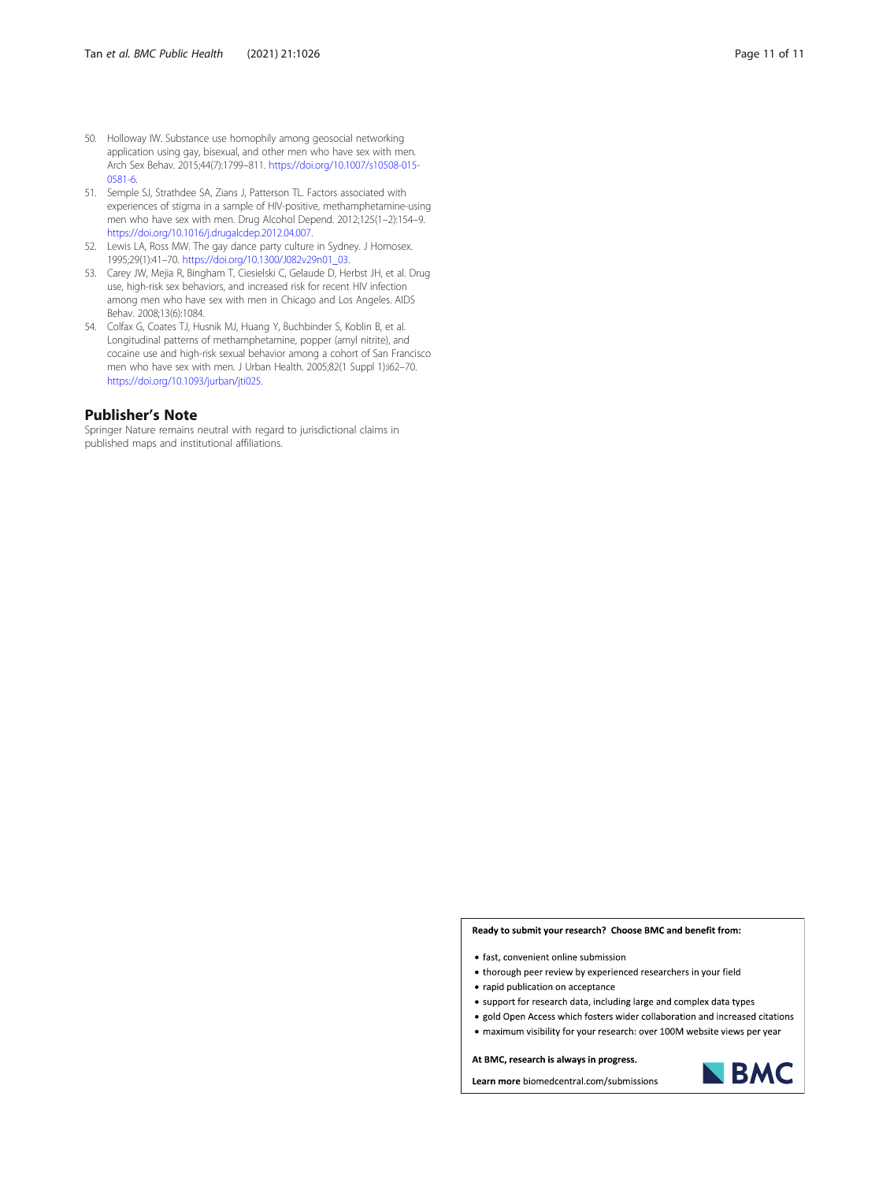50. Holloway IW. Substance use homophily among geosocial networking application using gay, bisexual, and other men who have sex with men. Arch Sex Behav. 2015;44(7):1799–811. https://doi.org/10.1007/s10508-015-0581-6.
51. Semple SJ, Strathdee SA, Zians J, Patterson TL. Factors associated with experiences of stigma in a sample of HIV-positive, methamphetamine-using men who have sex with men. Drug Alcohol Depend. 2012;125(1–2):154–9. https://doi.org/10.1016/j.drugalcdep.2012.04.007.
52. Lewis LA, Ross MW. The gay dance party culture in Sydney. J Homosex. 1995;29(1):41–70. https://doi.org/10.1300/J082v29n01_03.
53. Carey JW, Mejia R, Bingham T, Ciesielski C, Gelaude D, Herbst JH, et al. Drug use, high-risk sex behaviors, and increased risk for recent HIV infection among men who have sex with men in Chicago and Los Angeles. AIDS Behav. 2008;13(6):1084.
54. Colfax G, Coates TJ, Husnik MJ, Huang Y, Buchbinder S, Koblin B, et al. Longitudinal patterns of methamphetamine, popper (amyl nitrite), and cocaine use and high-risk sexual behavior among a cohort of San Francisco men who have sex with men. J Urban Health. 2005;82(1 Suppl 1):i62–70. https://doi.org/10.1093/jurban/jti025.

## Publisher's Note

Springer Nature remains neutral with regard to jurisdictional claims in published maps and institutional affiliations.

**Ready to submit your research? Choose BMC and benefit from:**

- fast, convenient online submission
- thorough peer review by experienced researchers in your field
- rapid publication on acceptance
- support for research data, including large and complex data types
- gold Open Access which fosters wider collaboration and increased citations
- maximum visibility for your research: over 100M website views per year

**At BMC, research is always in progress.**

**Learn more** biomedcentral.com/submissions

BMC